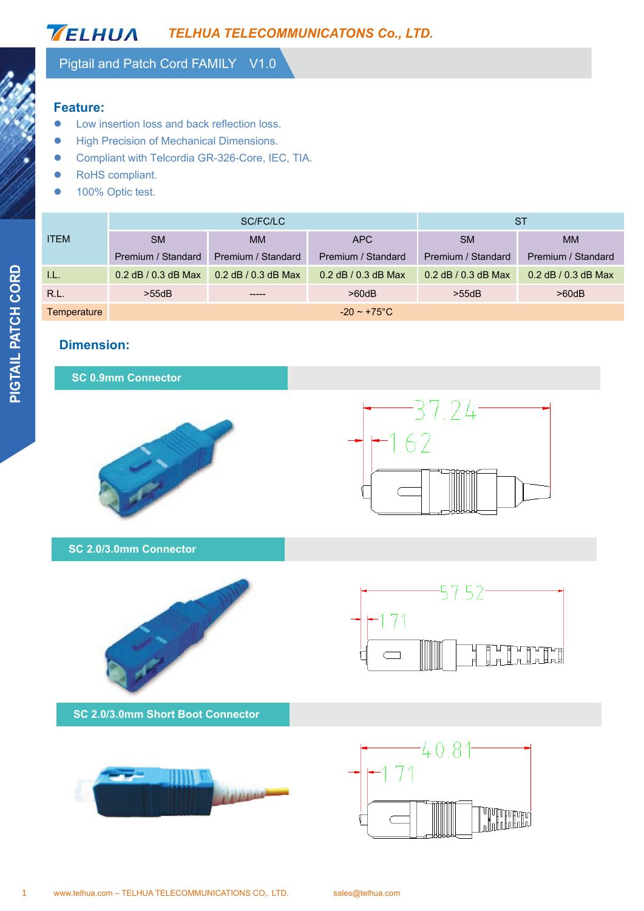# Pigtail and Patch Cord FAMILY V1.0

PIGTAIL PATCH CORD

## Feature:

- Low insertion loss and back reflection loss.
- High Precision of Mechanical Dimensions.
- Compliant with Telcordia GR-326-Core, IEC, TIA.
- RoHS compliant.
- 100% Optic test.

| ITEM | SC/FC/LC | | | ST | |
|---|---|---|---|---|---|
| | SM | MM | APC | SM | MM |
| | Premium / Standard | Premium / Standard | Premium / Standard | Premium / Standard | Premium / Standard |
| I.L. | 0.2 dB / 0.3 dB Max | 0.2 dB / 0.3 dB Max | 0.2 dB / 0.3 dB Max | 0.2 dB / 0.3 dB Max | 0.2 dB / 0.3 dB Max |
| R.L. | >55dB | ----- | >60dB | >55dB | >60dB |
| Temperature | -20 ~ +75°C | | | | |

## Dimension:

### SC 0.9mm Connector

37.24

1.62

### SC 2.0/3.0mm Connector

57.52

1.71

### SC 2.0/3.0mm Short Boot Connector

40.81

1.71

www.telhua.com – TELHUA TELECOMMUNICATIONS CO,. LTD. sales@telhua.com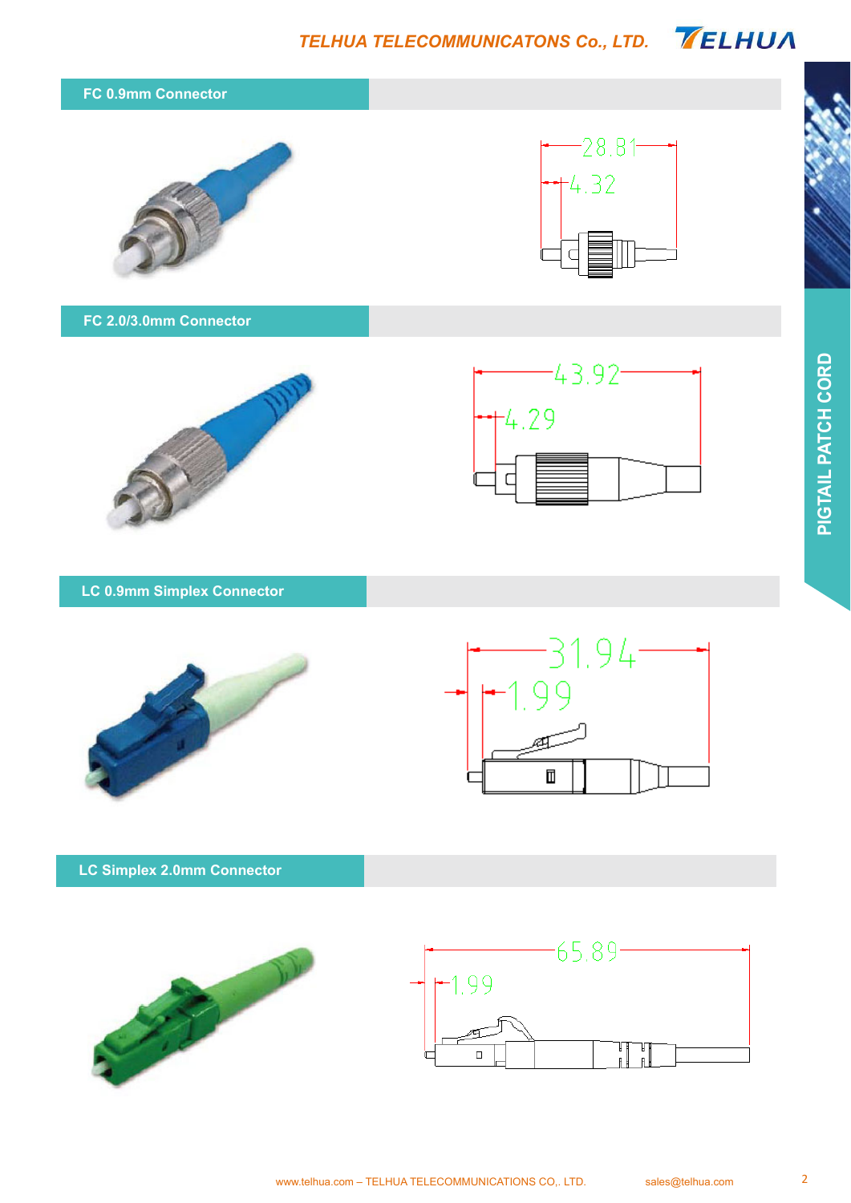## FC 0.9mm Connector

28.81

4.32

## FC 2.0/3.0mm Connector

43.92

4.29

## LC 0.9mm Simplex Connector

31.94

1.99

## LC Simplex 2.0mm Connector

65.89

1.99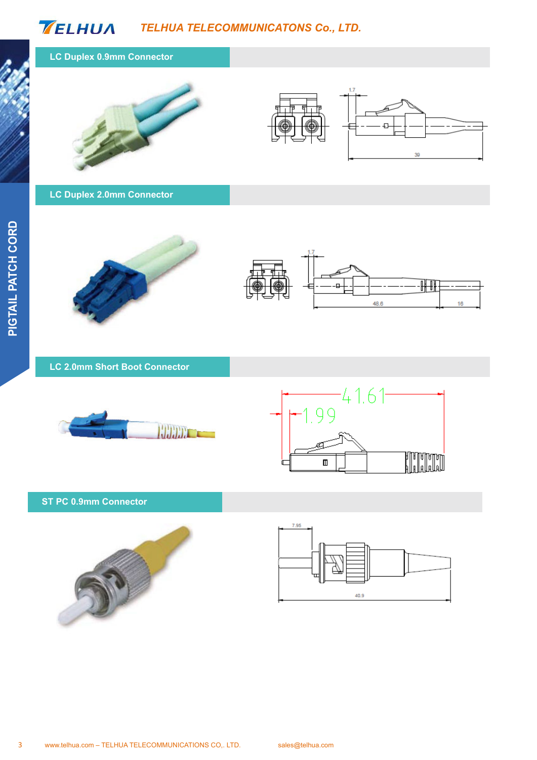## LC Duplex 0.9mm Connector

1.7

39

## LC Duplex 2.0mm Connector

1.7

48.6

16

## LC 2.0mm Short Boot Connector

41.61

1.99

## ST PC 0.9mm Connector

7.95

40.9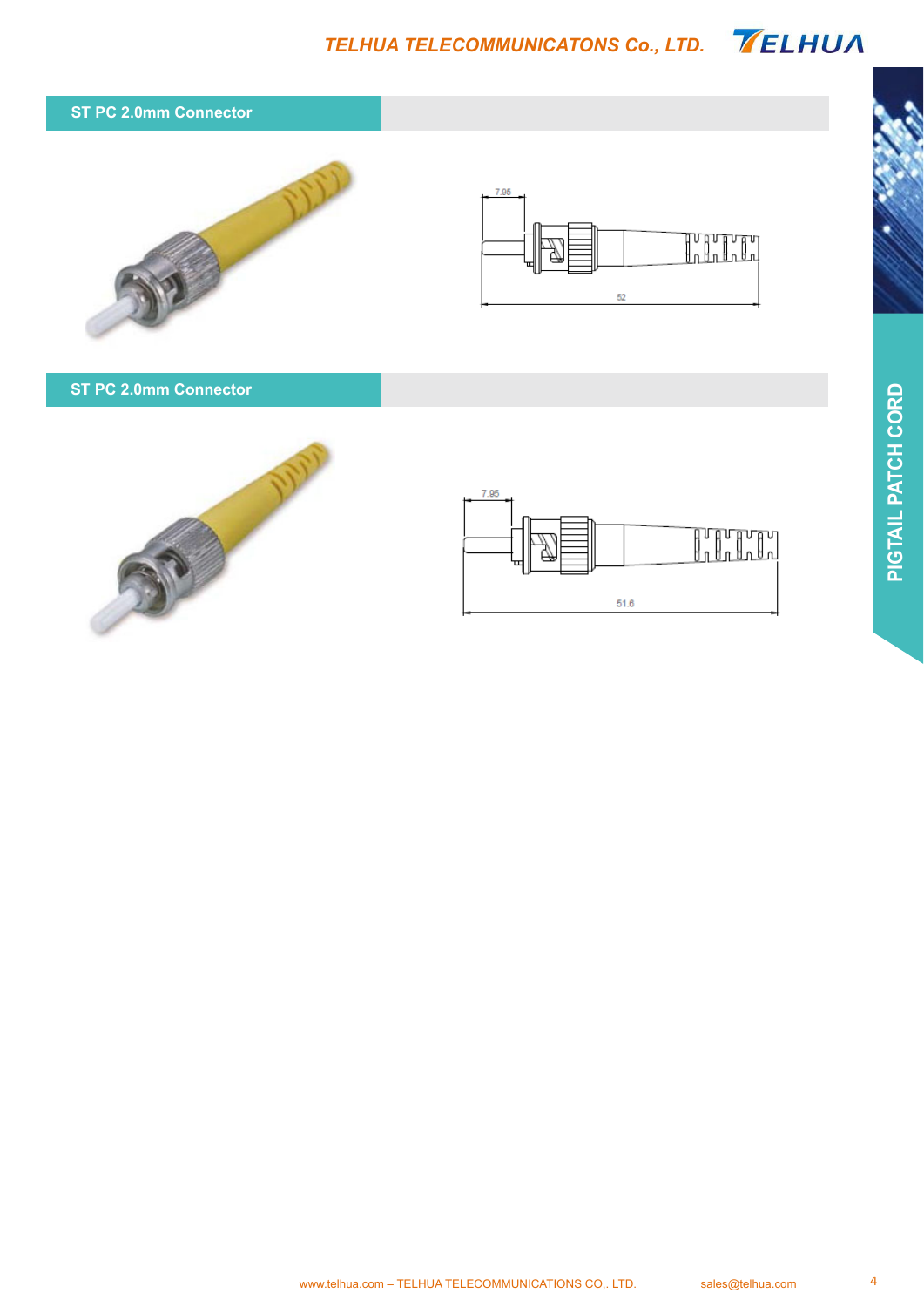## ST PC 2.0mm Connector

7.95

52

## ST PC 2.0mm Connector

7.95

51.6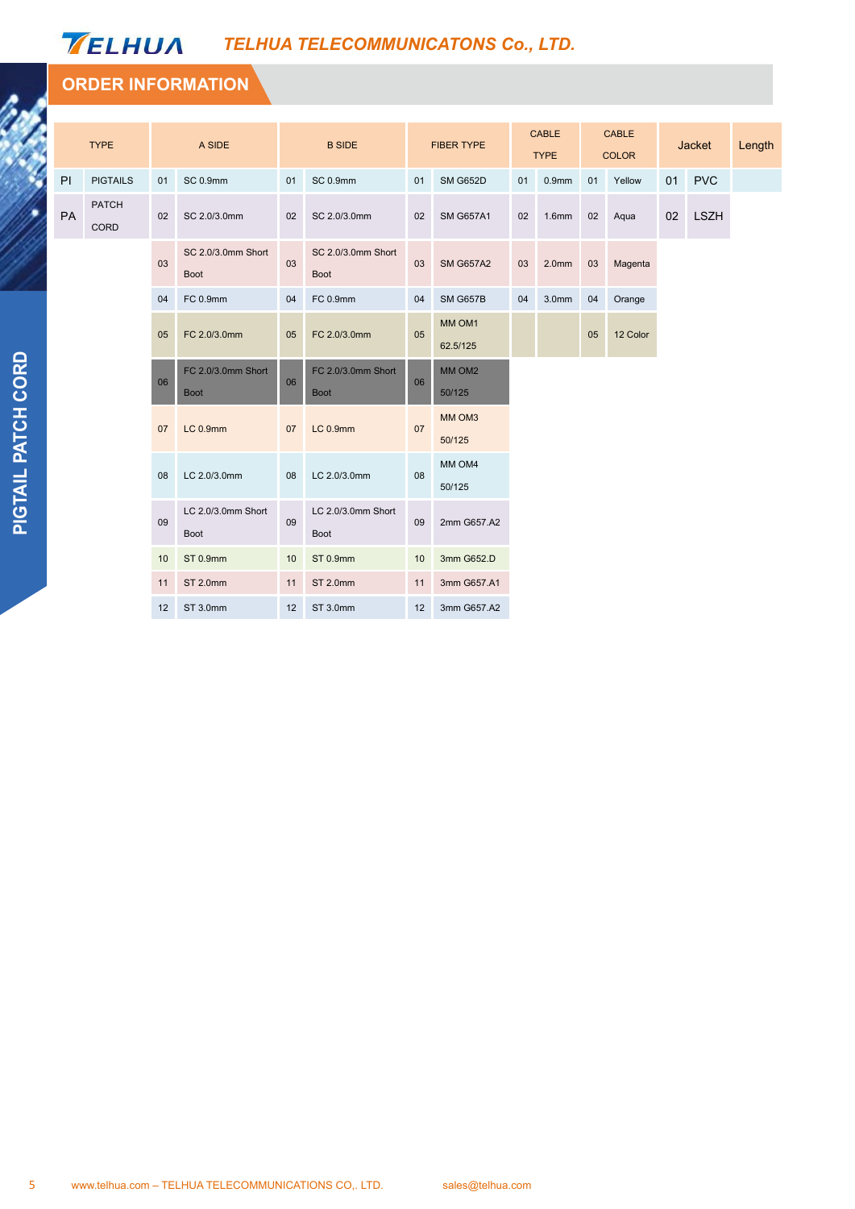## ORDER INFORMATION

PIGTAIL PATCH CORD

| TYPE | | A SIDE | | B SIDE | | FIBER TYPE | | CABLE TYPE | | CABLE COLOR | | Jacket | | Length |
|---|---|---|---|---|---|---|---|---|---|---|---|---|---|---|
| PI | PIGTAILS | 01 | SC 0.9mm | 01 | SC 0.9mm | 01 | SM G652D | 01 | 0.9mm | 01 | Yellow | 01 | PVC | |
| PA | PATCH CORD | 02 | SC 2.0/3.0mm | 02 | SC 2.0/3.0mm | 02 | SM G657A1 | 02 | 1.6mm | 02 | Aqua | 02 | LSZH | |
| | | 03 | SC 2.0/3.0mm Short Boot | 03 | SC 2.0/3.0mm Short Boot | 03 | SM G657A2 | 03 | 2.0mm | 03 | Magenta | | | |
| | | 04 | FC 0.9mm | 04 | FC 0.9mm | 04 | SM G657B | 04 | 3.0mm | 04 | Orange | | | |
| | | 05 | FC 2.0/3.0mm | 05 | FC 2.0/3.0mm | 05 | MM OM1 62.5/125 | | | 05 | 12 Color | | | |
| | | 06 | FC 2.0/3.0mm Short Boot | 06 | FC 2.0/3.0mm Short Boot | 06 | MM OM2 50/125 | | | | | | | |
| | | 07 | LC 0.9mm | 07 | LC 0.9mm | 07 | MM OM3 50/125 | | | | | | | |
| | | 08 | LC 2.0/3.0mm | 08 | LC 2.0/3.0mm | 08 | MM OM4 50/125 | | | | | | | |
| | | 09 | LC 2.0/3.0mm Short Boot | 09 | LC 2.0/3.0mm Short Boot | 09 | 2mm G657.A2 | | | | | | | |
| | | 10 | ST 0.9mm | 10 | ST 0.9mm | 10 | 3mm G652.D | | | | | | | |
| | | 11 | ST 2.0mm | 11 | ST 2.0mm | 11 | 3mm G657.A1 | | | | | | | |
| | | 12 | ST 3.0mm | 12 | ST 3.0mm | 12 | 3mm G657.A2 | | | | | | | |